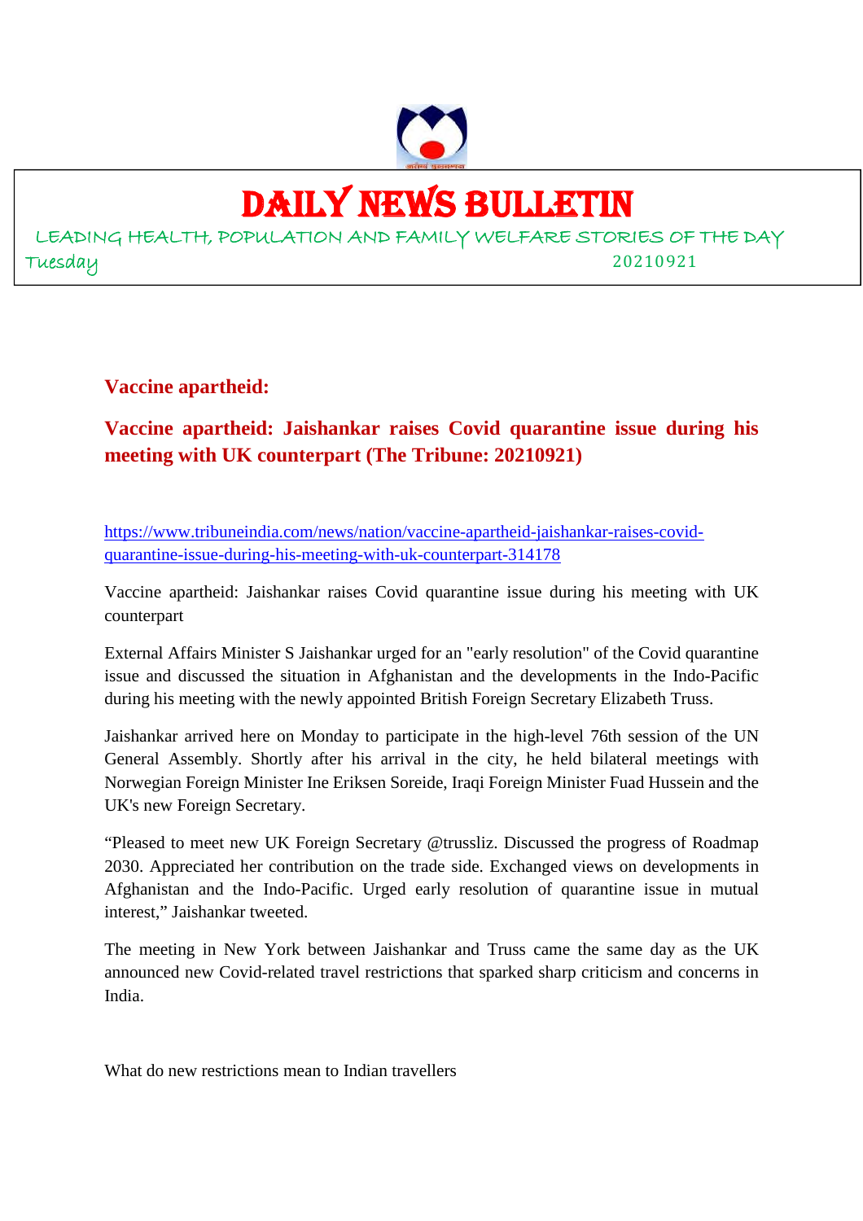# DAILY NEWS BULLETIN

LEADING HEALTH, POPULATION AND FAMILY WELFARE STORIES OF THE DAY

Tuesday 20210921

## Vaccine apartheid:

## Vaccine apartheid: Jaishankar raises Covid quarantine issue during his meeting with UK counterpart (The Tribune: 20210921)

https://www.tribuneindia.com/news/nation/vaccine-apartheid-jaishankar-raises-covid-quarantine-issue-during-his-meeting-with-uk-counterpart-314178

Vaccine apartheid: Jaishankar raises Covid quarantine issue during his meeting with UK counterpart

External Affairs Minister S Jaishankar urged for an "early resolution" of the Covid quarantine issue and discussed the situation in Afghanistan and the developments in the Indo-Pacific during his meeting with the newly appointed British Foreign Secretary Elizabeth Truss.

Jaishankar arrived here on Monday to participate in the high-level 76th session of the UN General Assembly. Shortly after his arrival in the city, he held bilateral meetings with Norwegian Foreign Minister Ine Eriksen Soreide, Iraqi Foreign Minister Fuad Hussein and the UK's new Foreign Secretary.

“Pleased to meet new UK Foreign Secretary @trussliz. Discussed the progress of Roadmap 2030. Appreciated her contribution on the trade side. Exchanged views on developments in Afghanistan and the Indo-Pacific. Urged early resolution of quarantine issue in mutual interest,” Jaishankar tweeted.

The meeting in New York between Jaishankar and Truss came the same day as the UK announced new Covid-related travel restrictions that sparked sharp criticism and concerns in India.

What do new restrictions mean to Indian travellers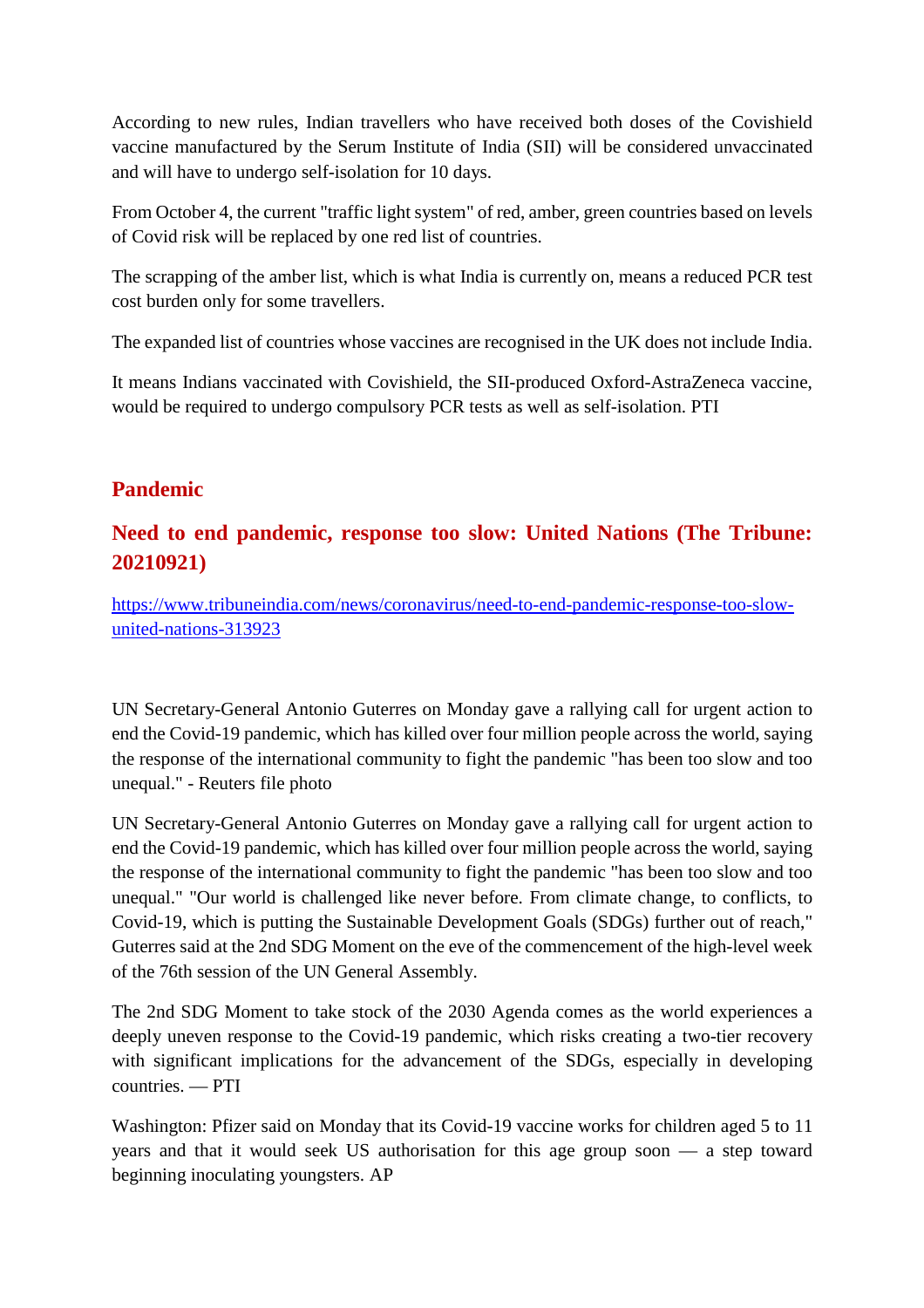According to new rules, Indian travellers who have received both doses of the Covishield vaccine manufactured by the Serum Institute of India (SII) will be considered unvaccinated and will have to undergo self-isolation for 10 days.

From October 4, the current "traffic light system" of red, amber, green countries based on levels of Covid risk will be replaced by one red list of countries.

The scrapping of the amber list, which is what India is currently on, means a reduced PCR test cost burden only for some travellers.

The expanded list of countries whose vaccines are recognised in the UK does not include India.

It means Indians vaccinated with Covishield, the SII-produced Oxford-AstraZeneca vaccine, would be required to undergo compulsory PCR tests as well as self-isolation. PTI

## Pandemic

## Need to end pandemic, response too slow: United Nations (The Tribune: 20210921)

https://www.tribuneindia.com/news/coronavirus/need-to-end-pandemic-response-too-slow-united-nations-313923

UN Secretary-General Antonio Guterres on Monday gave a rallying call for urgent action to end the Covid-19 pandemic, which has killed over four million people across the world, saying the response of the international community to fight the pandemic "has been too slow and too unequal." - Reuters file photo

UN Secretary-General Antonio Guterres on Monday gave a rallying call for urgent action to end the Covid-19 pandemic, which has killed over four million people across the world, saying the response of the international community to fight the pandemic "has been too slow and too unequal." "Our world is challenged like never before. From climate change, to conflicts, to Covid-19, which is putting the Sustainable Development Goals (SDGs) further out of reach," Guterres said at the 2nd SDG Moment on the eve of the commencement of the high-level week of the 76th session of the UN General Assembly.

The 2nd SDG Moment to take stock of the 2030 Agenda comes as the world experiences a deeply uneven response to the Covid-19 pandemic, which risks creating a two-tier recovery with significant implications for the advancement of the SDGs, especially in developing countries. — PTI

Washington: Pfizer said on Monday that its Covid-19 vaccine works for children aged 5 to 11 years and that it would seek US authorisation for this age group soon — a step toward beginning inoculating youngsters. AP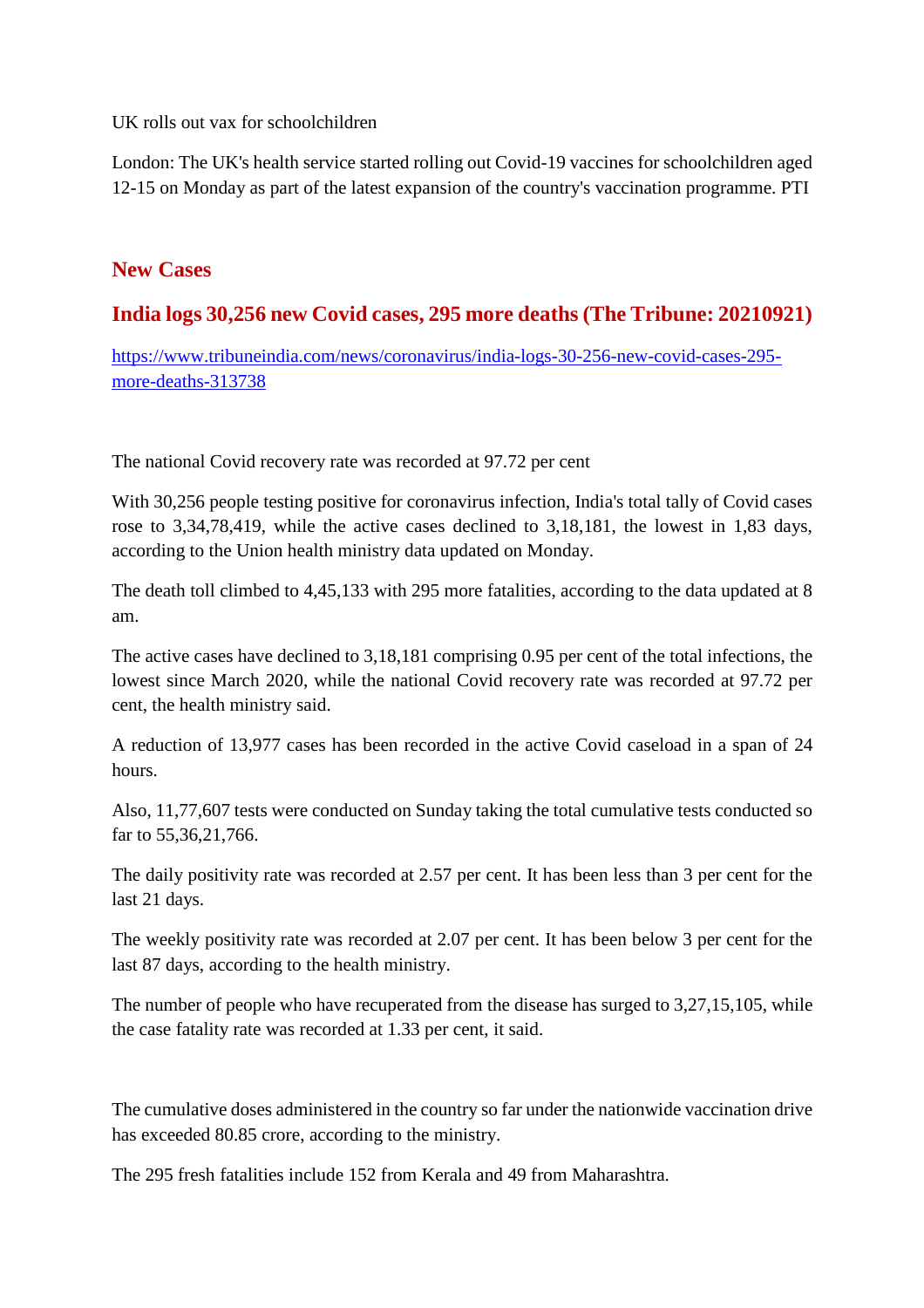UK rolls out vax for schoolchildren

London: The UK's health service started rolling out Covid-19 vaccines for schoolchildren aged 12-15 on Monday as part of the latest expansion of the country's vaccination programme. PTI

## New Cases

## India logs 30,256 new Covid cases, 295 more deaths (The Tribune: 20210921)

https://www.tribuneindia.com/news/coronavirus/india-logs-30-256-new-covid-cases-295-more-deaths-313738

The national Covid recovery rate was recorded at 97.72 per cent

With 30,256 people testing positive for coronavirus infection, India's total tally of Covid cases rose to 3,34,78,419, while the active cases declined to 3,18,181, the lowest in 1,83 days, according to the Union health ministry data updated on Monday.

The death toll climbed to 4,45,133 with 295 more fatalities, according to the data updated at 8 am.

The active cases have declined to 3,18,181 comprising 0.95 per cent of the total infections, the lowest since March 2020, while the national Covid recovery rate was recorded at 97.72 per cent, the health ministry said.

A reduction of 13,977 cases has been recorded in the active Covid caseload in a span of 24 hours.

Also, 11,77,607 tests were conducted on Sunday taking the total cumulative tests conducted so far to 55,36,21,766.

The daily positivity rate was recorded at 2.57 per cent. It has been less than 3 per cent for the last 21 days.

The weekly positivity rate was recorded at 2.07 per cent. It has been below 3 per cent for the last 87 days, according to the health ministry.

The number of people who have recuperated from the disease has surged to 3,27,15,105, while the case fatality rate was recorded at 1.33 per cent, it said.

The cumulative doses administered in the country so far under the nationwide vaccination drive has exceeded 80.85 crore, according to the ministry.

The 295 fresh fatalities include 152 from Kerala and 49 from Maharashtra.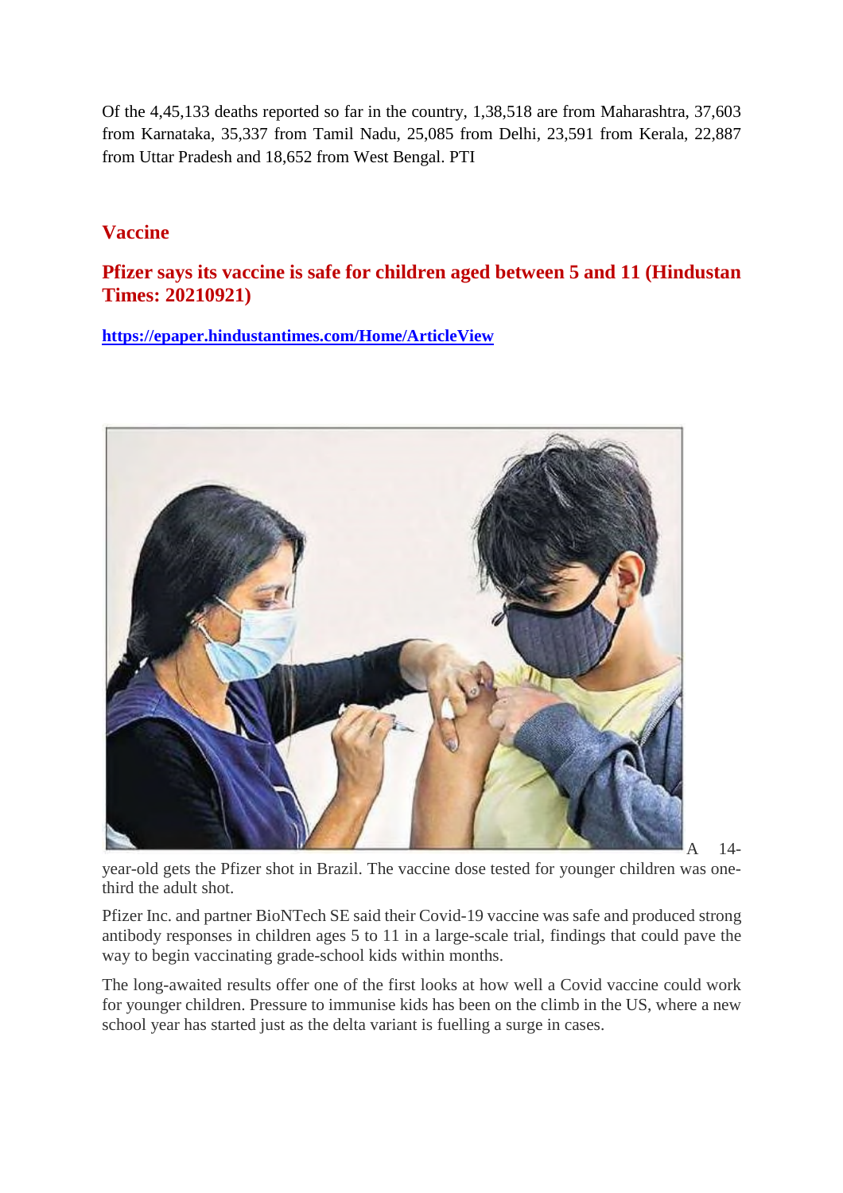Of the 4,45,133 deaths reported so far in the country, 1,38,518 are from Maharashtra, 37,603 from Karnataka, 35,337 from Tamil Nadu, 25,085 from Delhi, 23,591 from Kerala, 22,887 from Uttar Pradesh and 18,652 from West Bengal. PTI

## Vaccine

## Pfizer says its vaccine is safe for children aged between 5 and 11 (Hindustan Times: 20210921)

https://epaper.hindustantimes.com/Home/ArticleView

A 14-year-old gets the Pfizer shot in Brazil. The vaccine dose tested for younger children was one-third the adult shot.

Pfizer Inc. and partner BioNTech SE said their Covid-19 vaccine was safe and produced strong antibody responses in children ages 5 to 11 in a large-scale trial, findings that could pave the way to begin vaccinating grade-school kids within months.

The long-awaited results offer one of the first looks at how well a Covid vaccine could work for younger children. Pressure to immunise kids has been on the climb in the US, where a new school year has started just as the delta variant is fuelling a surge in cases.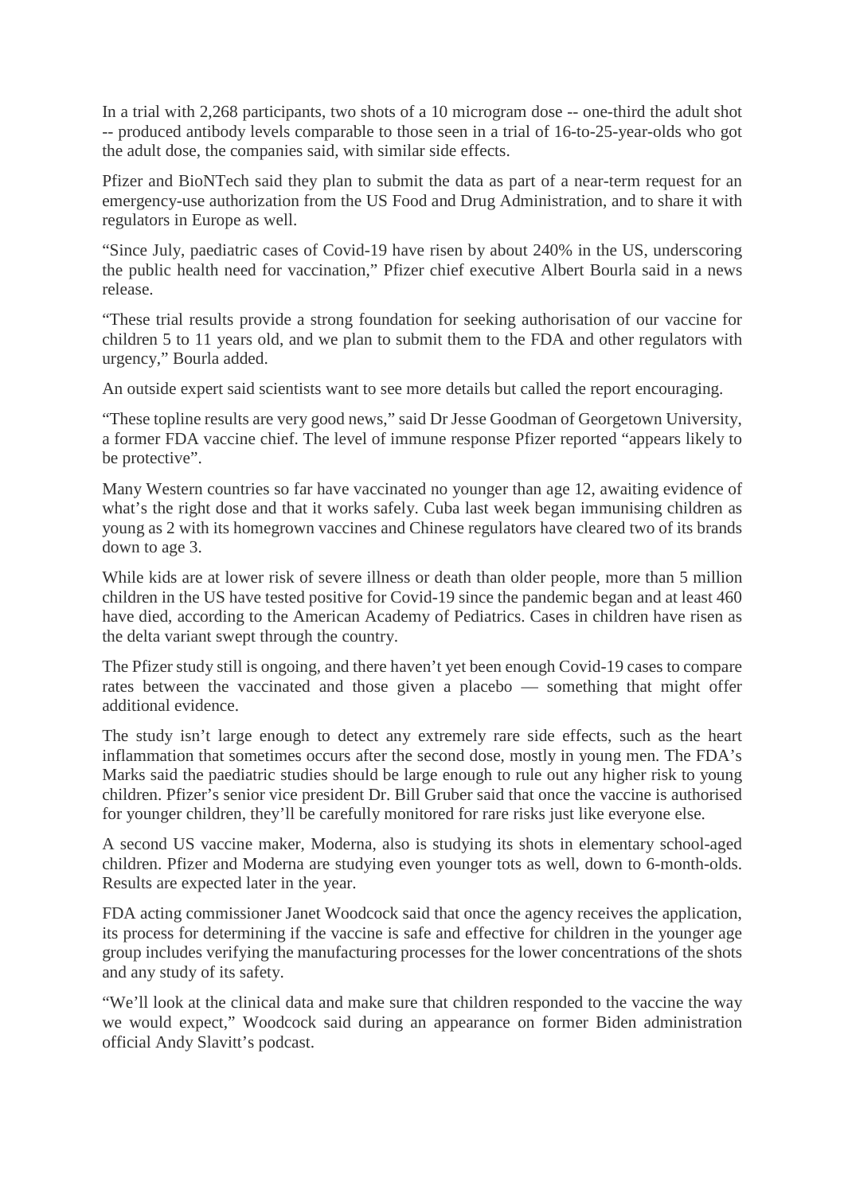In a trial with 2,268 participants, two shots of a 10 microgram dose -- one-third the adult shot -- produced antibody levels comparable to those seen in a trial of 16-to-25-year-olds who got the adult dose, the companies said, with similar side effects.

Pfizer and BioNTech said they plan to submit the data as part of a near-term request for an emergency-use authorization from the US Food and Drug Administration, and to share it with regulators in Europe as well.

"Since July, paediatric cases of Covid-19 have risen by about 240% in the US, underscoring the public health need for vaccination," Pfizer chief executive Albert Bourla said in a news release.

"These trial results provide a strong foundation for seeking authorisation of our vaccine for children 5 to 11 years old, and we plan to submit them to the FDA and other regulators with urgency," Bourla added.

An outside expert said scientists want to see more details but called the report encouraging.

"These topline results are very good news," said Dr Jesse Goodman of Georgetown University, a former FDA vaccine chief. The level of immune response Pfizer reported "appears likely to be protective".

Many Western countries so far have vaccinated no younger than age 12, awaiting evidence of what's the right dose and that it works safely. Cuba last week began immunising children as young as 2 with its homegrown vaccines and Chinese regulators have cleared two of its brands down to age 3.

While kids are at lower risk of severe illness or death than older people, more than 5 million children in the US have tested positive for Covid-19 since the pandemic began and at least 460 have died, according to the American Academy of Pediatrics. Cases in children have risen as the delta variant swept through the country.

The Pfizer study still is ongoing, and there haven't yet been enough Covid-19 cases to compare rates between the vaccinated and those given a placebo — something that might offer additional evidence.

The study isn't large enough to detect any extremely rare side effects, such as the heart inflammation that sometimes occurs after the second dose, mostly in young men. The FDA's Marks said the paediatric studies should be large enough to rule out any higher risk to young children. Pfizer's senior vice president Dr. Bill Gruber said that once the vaccine is authorised for younger children, they'll be carefully monitored for rare risks just like everyone else.

A second US vaccine maker, Moderna, also is studying its shots in elementary school-aged children. Pfizer and Moderna are studying even younger tots as well, down to 6-month-olds. Results are expected later in the year.

FDA acting commissioner Janet Woodcock said that once the agency receives the application, its process for determining if the vaccine is safe and effective for children in the younger age group includes verifying the manufacturing processes for the lower concentrations of the shots and any study of its safety.

"We'll look at the clinical data and make sure that children responded to the vaccine the way we would expect," Woodcock said during an appearance on former Biden administration official Andy Slavitt's podcast.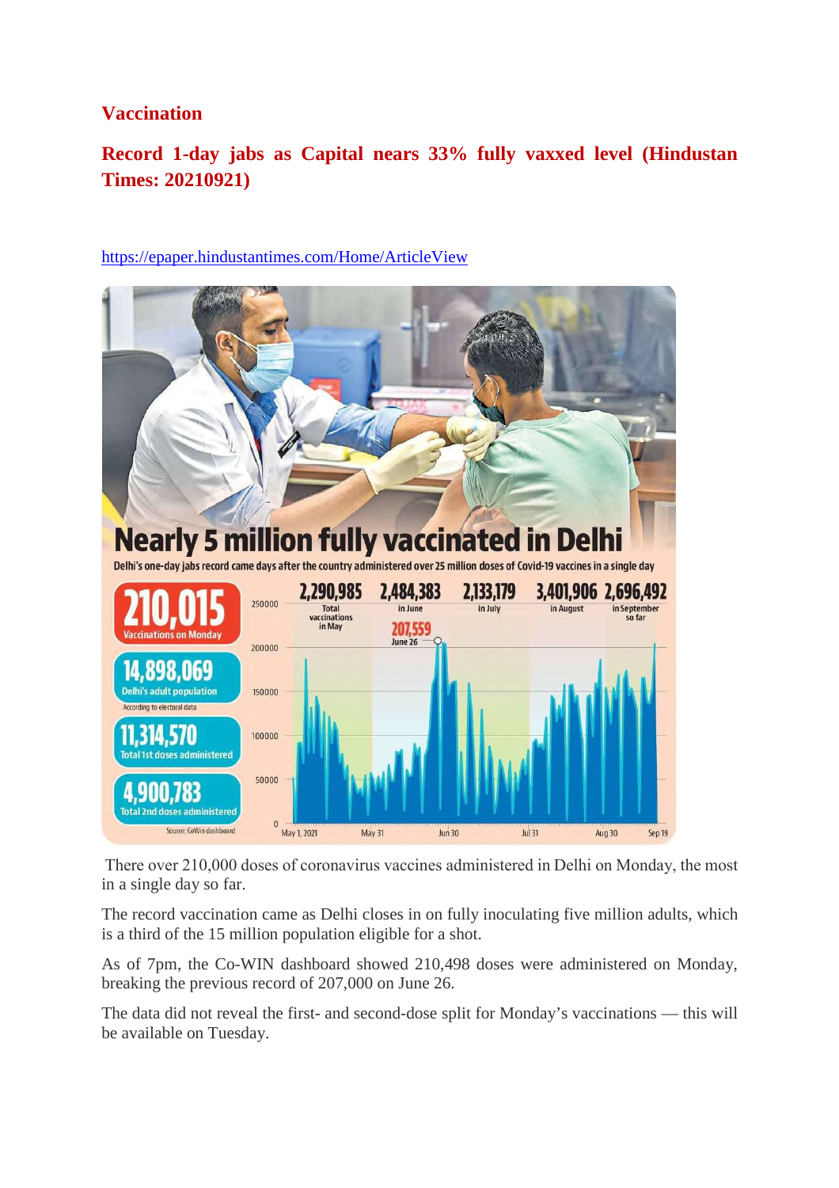## Vaccination

## Record 1-day jabs as Capital nears 33% fully vaxxed level (Hindustan Times: 20210921)

https://epaper.hindustantimes.com/Home/ArticleView

Nearly 5 million fully vaccinated in Delhi

Delhi's one-day jabs record came days after the country administered over 25 million doses of Covid-19 vaccines in a single day

210,015
Vaccinations on Monday

14,898,069
Delhi's adult population
According to electoral data

11,314,570
Total 1st doses administered

4,900,783
Total 2nd doses administered

Source: CoWin dashboard

2,290,985 Total vaccinations in May
2,484,383 in June
2,133,179 in July
3,401,906 in August
2,696,492 in September so far

207,559
June 26

250000
200000
150000
100000
50000
0

May 1, 2021
May 31
Jun 30
Jul 31
Aug 30
Sep 19

There over 210,000 doses of coronavirus vaccines administered in Delhi on Monday, the most in a single day so far.

The record vaccination came as Delhi closes in on fully inoculating five million adults, which is a third of the 15 million population eligible for a shot.

As of 7pm, the Co-WIN dashboard showed 210,498 doses were administered on Monday, breaking the previous record of 207,000 on June 26.

The data did not reveal the first- and second-dose split for Monday's vaccinations — this will be available on Tuesday.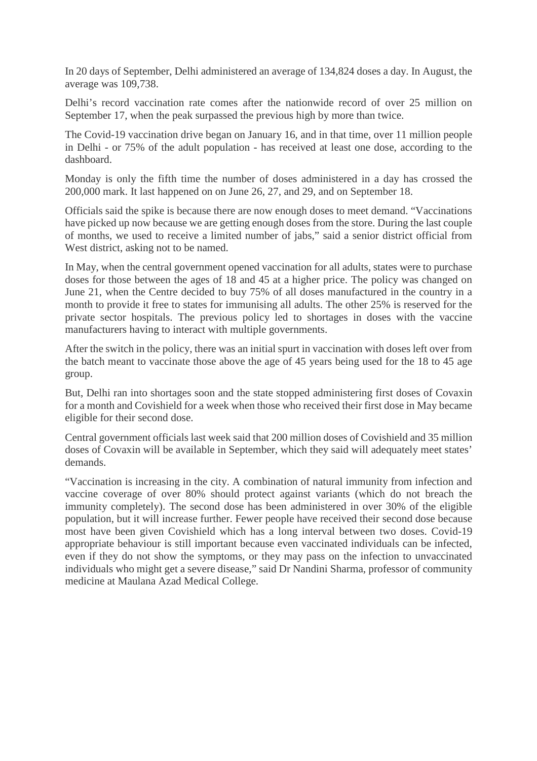In 20 days of September, Delhi administered an average of 134,824 doses a day. In August, the average was 109,738.

Delhi's record vaccination rate comes after the nationwide record of over 25 million on September 17, when the peak surpassed the previous high by more than twice.

The Covid-19 vaccination drive began on January 16, and in that time, over 11 million people in Delhi - or 75% of the adult population - has received at least one dose, according to the dashboard.

Monday is only the fifth time the number of doses administered in a day has crossed the 200,000 mark. It last happened on on June 26, 27, and 29, and on September 18.

Officials said the spike is because there are now enough doses to meet demand. "Vaccinations have picked up now because we are getting enough doses from the store. During the last couple of months, we used to receive a limited number of jabs," said a senior district official from West district, asking not to be named.

In May, when the central government opened vaccination for all adults, states were to purchase doses for those between the ages of 18 and 45 at a higher price. The policy was changed on June 21, when the Centre decided to buy 75% of all doses manufactured in the country in a month to provide it free to states for immunising all adults. The other 25% is reserved for the private sector hospitals. The previous policy led to shortages in doses with the vaccine manufacturers having to interact with multiple governments.

After the switch in the policy, there was an initial spurt in vaccination with doses left over from the batch meant to vaccinate those above the age of 45 years being used for the 18 to 45 age group.

But, Delhi ran into shortages soon and the state stopped administering first doses of Covaxin for a month and Covishield for a week when those who received their first dose in May became eligible for their second dose.

Central government officials last week said that 200 million doses of Covishield and 35 million doses of Covaxin will be available in September, which they said will adequately meet states' demands.

"Vaccination is increasing in the city. A combination of natural immunity from infection and vaccine coverage of over 80% should protect against variants (which do not breach the immunity completely). The second dose has been administered in over 30% of the eligible population, but it will increase further. Fewer people have received their second dose because most have been given Covishield which has a long interval between two doses. Covid-19 appropriate behaviour is still important because even vaccinated individuals can be infected, even if they do not show the symptoms, or they may pass on the infection to unvaccinated individuals who might get a severe disease," said Dr Nandini Sharma, professor of community medicine at Maulana Azad Medical College.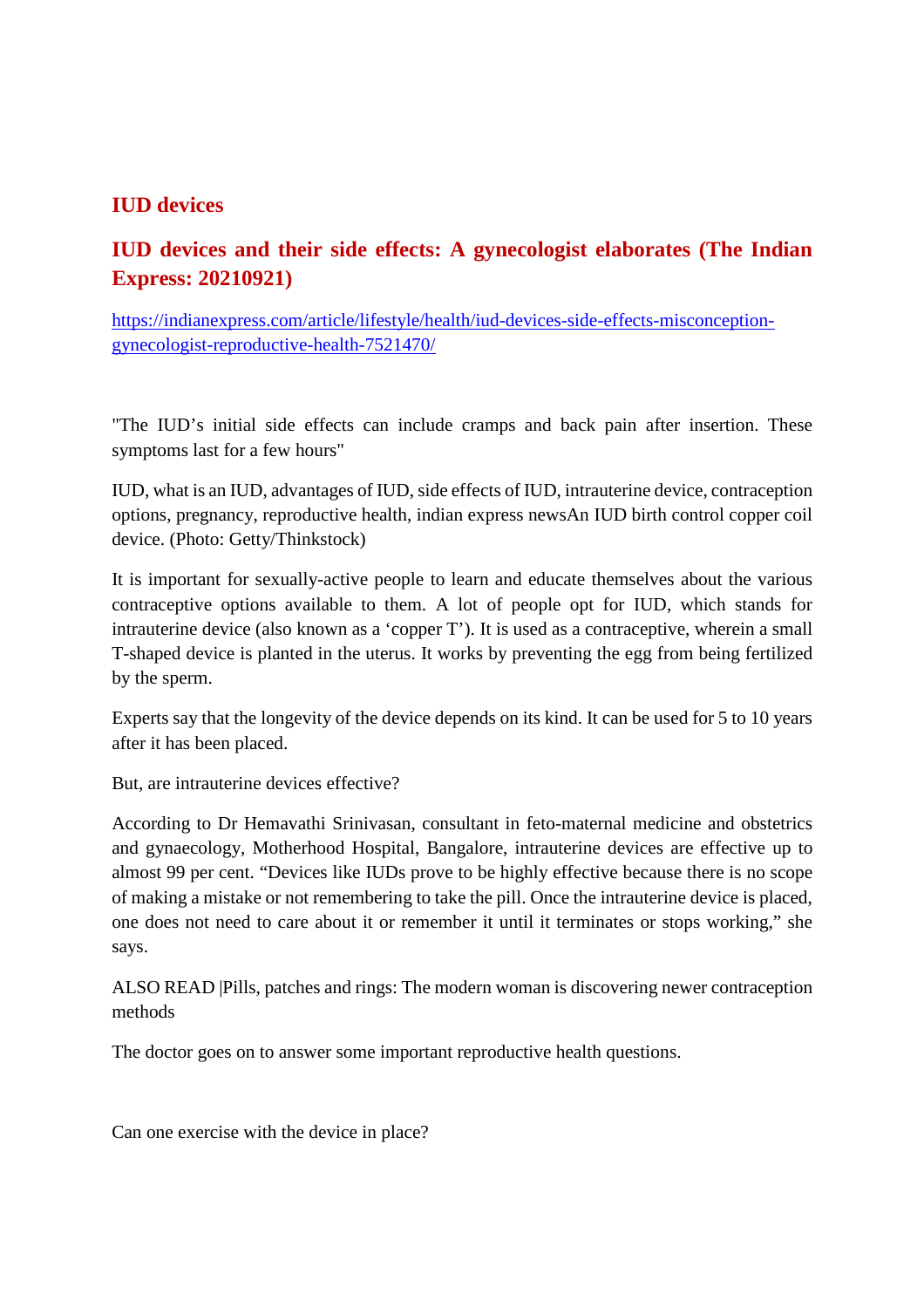## IUD devices

### IUD devices and their side effects: A gynecologist elaborates (The Indian Express: 20210921)

https://indianexpress.com/article/lifestyle/health/iud-devices-side-effects-misconception-gynecologist-reproductive-health-7521470/

"The IUD's initial side effects can include cramps and back pain after insertion. These symptoms last for a few hours"

IUD, what is an IUD, advantages of IUD, side effects of IUD, intrauterine device, contraception options, pregnancy, reproductive health, indian express newsAn IUD birth control copper coil device. (Photo: Getty/Thinkstock)

It is important for sexually-active people to learn and educate themselves about the various contraceptive options available to them. A lot of people opt for IUD, which stands for intrauterine device (also known as a 'copper T'). It is used as a contraceptive, wherein a small T-shaped device is planted in the uterus. It works by preventing the egg from being fertilized by the sperm.

Experts say that the longevity of the device depends on its kind. It can be used for 5 to 10 years after it has been placed.

But, are intrauterine devices effective?

According to Dr Hemavathi Srinivasan, consultant in feto-maternal medicine and obstetrics and gynaecology, Motherhood Hospital, Bangalore, intrauterine devices are effective up to almost 99 per cent. "Devices like IUDs prove to be highly effective because there is no scope of making a mistake or not remembering to take the pill. Once the intrauterine device is placed, one does not need to care about it or remember it until it terminates or stops working," she says.

ALSO READ |Pills, patches and rings: The modern woman is discovering newer contraception methods

The doctor goes on to answer some important reproductive health questions.

Can one exercise with the device in place?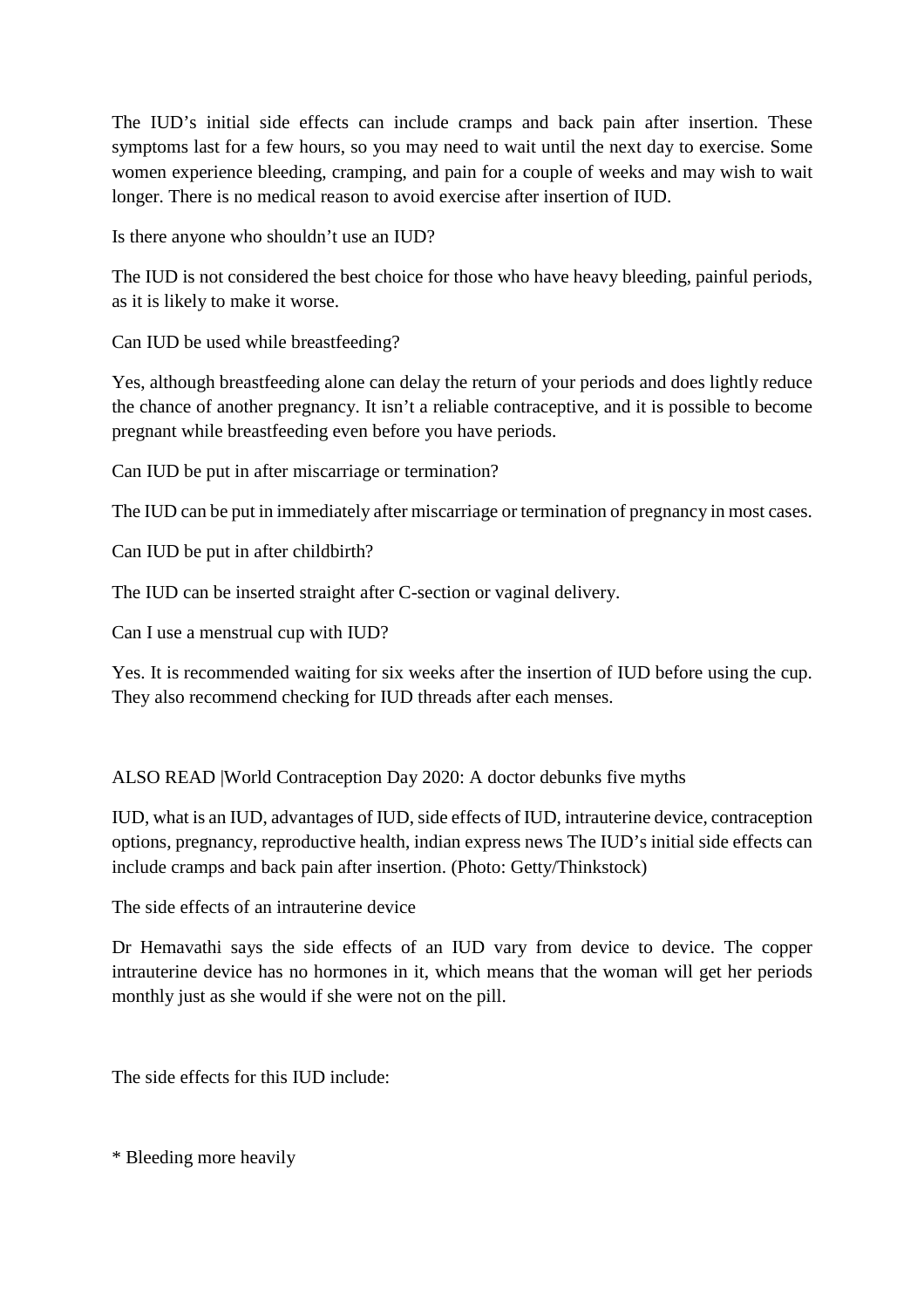The IUD's initial side effects can include cramps and back pain after insertion. These symptoms last for a few hours, so you may need to wait until the next day to exercise. Some women experience bleeding, cramping, and pain for a couple of weeks and may wish to wait longer. There is no medical reason to avoid exercise after insertion of IUD.

Is there anyone who shouldn't use an IUD?

The IUD is not considered the best choice for those who have heavy bleeding, painful periods, as it is likely to make it worse.

Can IUD be used while breastfeeding?

Yes, although breastfeeding alone can delay the return of your periods and does lightly reduce the chance of another pregnancy. It isn't a reliable contraceptive, and it is possible to become pregnant while breastfeeding even before you have periods.

Can IUD be put in after miscarriage or termination?

The IUD can be put in immediately after miscarriage or termination of pregnancy in most cases.

Can IUD be put in after childbirth?

The IUD can be inserted straight after C-section or vaginal delivery.

Can I use a menstrual cup with IUD?

Yes. It is recommended waiting for six weeks after the insertion of IUD before using the cup. They also recommend checking for IUD threads after each menses.

ALSO READ |World Contraception Day 2020: A doctor debunks five myths

IUD, what is an IUD, advantages of IUD, side effects of IUD, intrauterine device, contraception options, pregnancy, reproductive health, indian express news The IUD's initial side effects can include cramps and back pain after insertion. (Photo: Getty/Thinkstock)

The side effects of an intrauterine device

Dr Hemavathi says the side effects of an IUD vary from device to device. The copper intrauterine device has no hormones in it, which means that the woman will get her periods monthly just as she would if she were not on the pill.

The side effects for this IUD include:

* Bleeding more heavily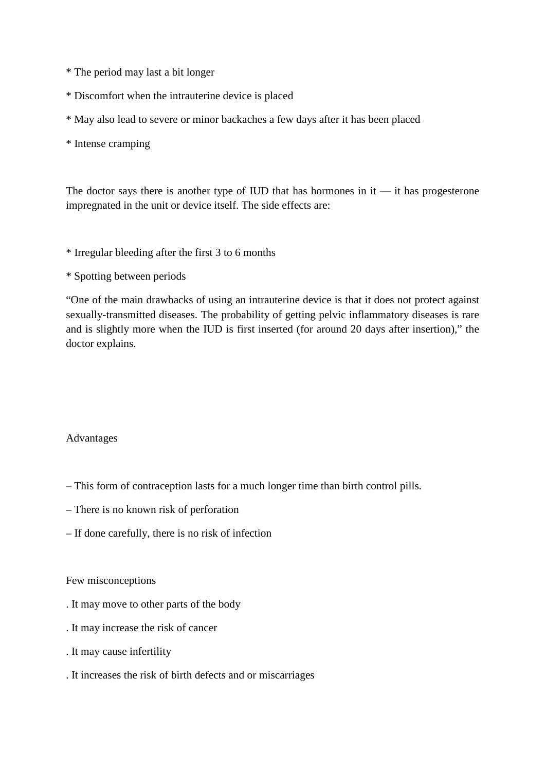* The period may last a bit longer

* Discomfort when the intrauterine device is placed

* May also lead to severe or minor backaches a few days after it has been placed

* Intense cramping

The doctor says there is another type of IUD that has hormones in it — it has progesterone impregnated in the unit or device itself. The side effects are:

* Irregular bleeding after the first 3 to 6 months

* Spotting between periods

“One of the main drawbacks of using an intrauterine device is that it does not protect against sexually-transmitted diseases. The probability of getting pelvic inflammatory diseases is rare and is slightly more when the IUD is first inserted (for around 20 days after insertion),” the doctor explains.

Advantages

– This form of contraception lasts for a much longer time than birth control pills.

– There is no known risk of perforation

– If done carefully, there is no risk of infection

Few misconceptions

. It may move to other parts of the body

. It may increase the risk of cancer

. It may cause infertility

. It increases the risk of birth defects and or miscarriages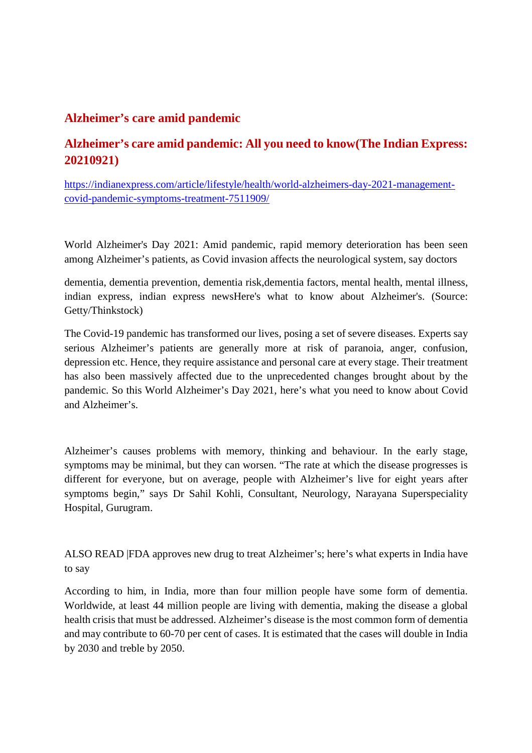## Alzheimer’s care amid pandemic

## Alzheimer’s care amid pandemic: All you need to know(The Indian Express: 20210921)

https://indianexpress.com/article/lifestyle/health/world-alzheimers-day-2021-management-covid-pandemic-symptoms-treatment-7511909/

World Alzheimer's Day 2021: Amid pandemic, rapid memory deterioration has been seen among Alzheimer’s patients, as Covid invasion affects the neurological system, say doctors

dementia, dementia prevention, dementia risk,dementia factors, mental health, mental illness, indian express, indian express newsHere's what to know about Alzheimer's. (Source: Getty/Thinkstock)

The Covid-19 pandemic has transformed our lives, posing a set of severe diseases. Experts say serious Alzheimer’s patients are generally more at risk of paranoia, anger, confusion, depression etc. Hence, they require assistance and personal care at every stage. Their treatment has also been massively affected due to the unprecedented changes brought about by the pandemic. So this World Alzheimer’s Day 2021, here’s what you need to know about Covid and Alzheimer’s.

Alzheimer’s causes problems with memory, thinking and behaviour. In the early stage, symptoms may be minimal, but they can worsen. “The rate at which the disease progresses is different for everyone, but on average, people with Alzheimer’s live for eight years after symptoms begin,” says Dr Sahil Kohli, Consultant, Neurology, Narayana Superspeciality Hospital, Gurugram.

ALSO READ |FDA approves new drug to treat Alzheimer’s; here’s what experts in India have to say

According to him, in India, more than four million people have some form of dementia. Worldwide, at least 44 million people are living with dementia, making the disease a global health crisis that must be addressed. Alzheimer’s disease is the most common form of dementia and may contribute to 60-70 per cent of cases. It is estimated that the cases will double in India by 2030 and treble by 2050.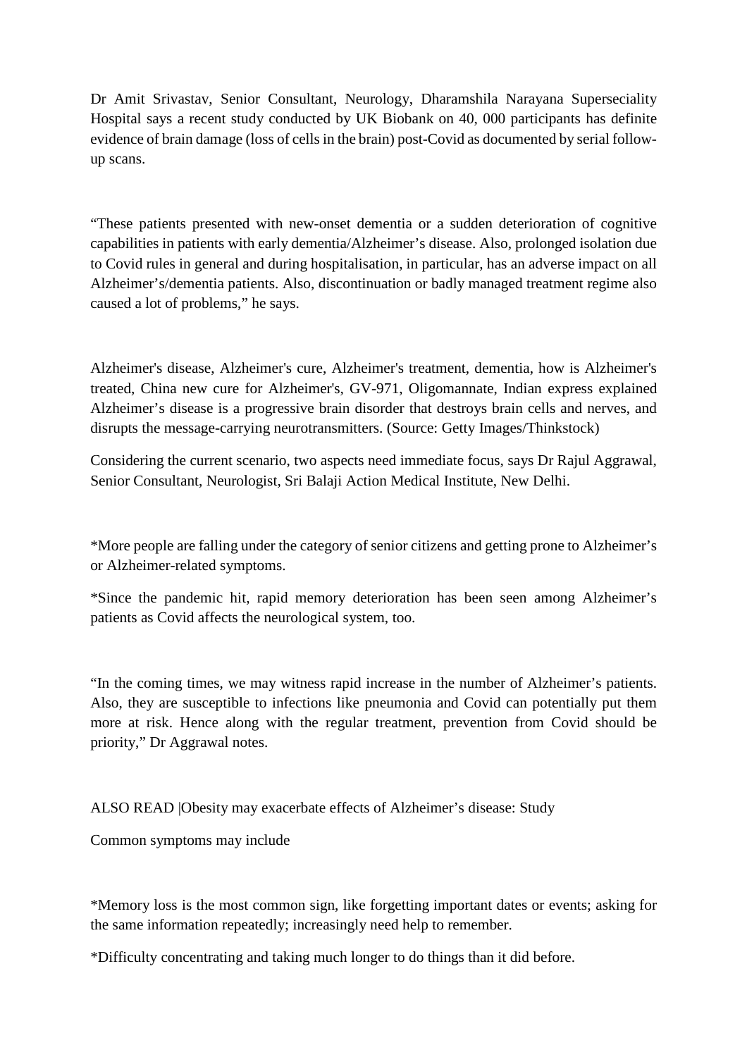Dr Amit Srivastav, Senior Consultant, Neurology, Dharamshila Narayana Superseciality Hospital says a recent study conducted by UK Biobank on 40, 000 participants has definite evidence of brain damage (loss of cells in the brain) post-Covid as documented by serial follow-up scans.

"These patients presented with new-onset dementia or a sudden deterioration of cognitive capabilities in patients with early dementia/Alzheimer's disease. Also, prolonged isolation due to Covid rules in general and during hospitalisation, in particular, has an adverse impact on all Alzheimer's/dementia patients. Also, discontinuation or badly managed treatment regime also caused a lot of problems," he says.

Alzheimer's disease, Alzheimer's cure, Alzheimer's treatment, dementia, how is Alzheimer's treated, China new cure for Alzheimer's, GV-971, Oligomannate, Indian express explained Alzheimer's disease is a progressive brain disorder that destroys brain cells and nerves, and disrupts the message-carrying neurotransmitters. (Source: Getty Images/Thinkstock)

Considering the current scenario, two aspects need immediate focus, says Dr Rajul Aggrawal, Senior Consultant, Neurologist, Sri Balaji Action Medical Institute, New Delhi.

*More people are falling under the category of senior citizens and getting prone to Alzheimer's or Alzheimer-related symptoms.

*Since the pandemic hit, rapid memory deterioration has been seen among Alzheimer's patients as Covid affects the neurological system, too.

"In the coming times, we may witness rapid increase in the number of Alzheimer's patients. Also, they are susceptible to infections like pneumonia and Covid can potentially put them more at risk. Hence along with the regular treatment, prevention from Covid should be priority," Dr Aggrawal notes.

ALSO READ |Obesity may exacerbate effects of Alzheimer's disease: Study

Common symptoms may include

*Memory loss is the most common sign, like forgetting important dates or events; asking for the same information repeatedly; increasingly need help to remember.

*Difficulty concentrating and taking much longer to do things than it did before.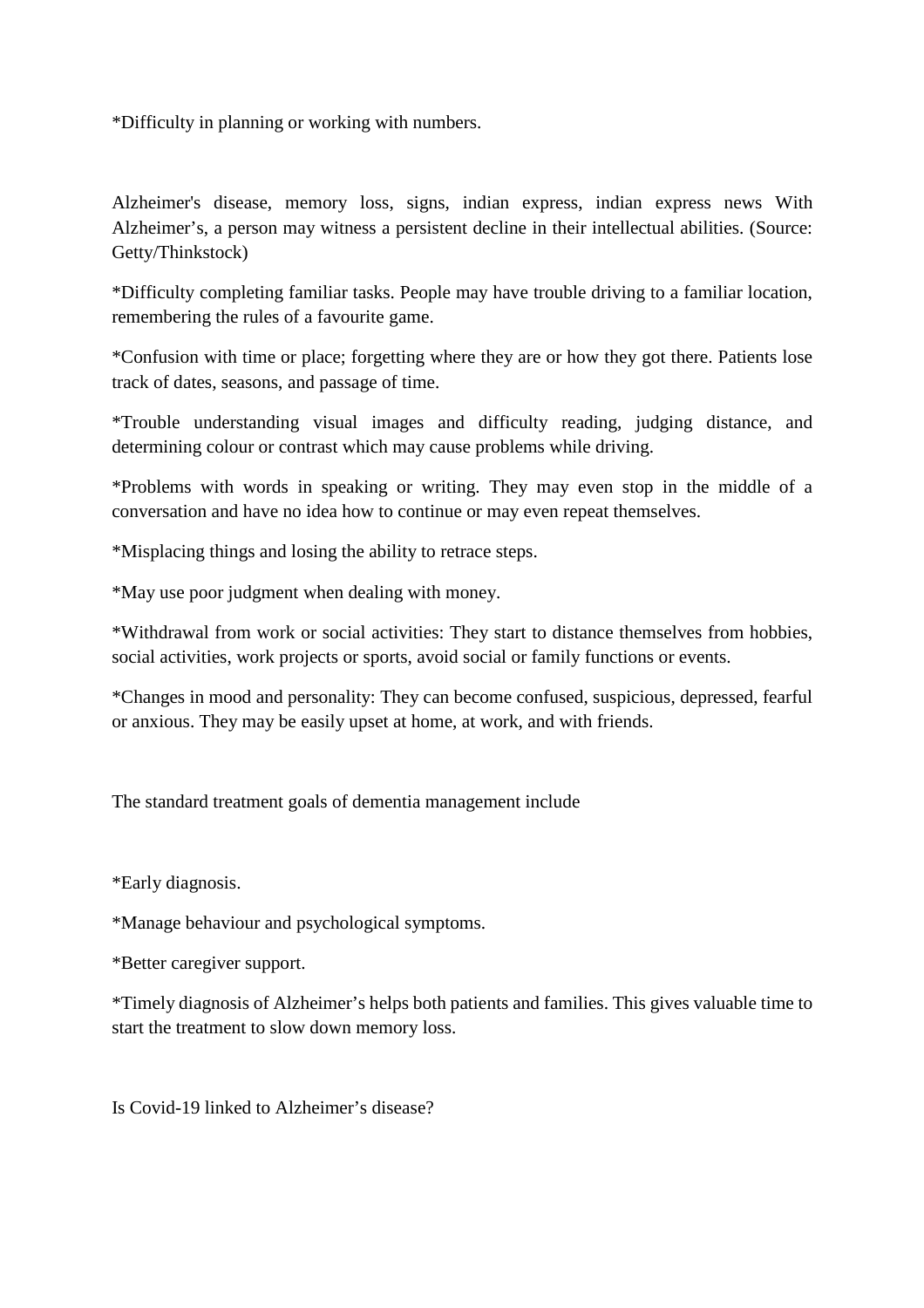*Difficulty in planning or working with numbers.

Alzheimer's disease, memory loss, signs, indian express, indian express news With Alzheimer’s, a person may witness a persistent decline in their intellectual abilities. (Source: Getty/Thinkstock)

*Difficulty completing familiar tasks. People may have trouble driving to a familiar location, remembering the rules of a favourite game.

*Confusion with time or place; forgetting where they are or how they got there. Patients lose track of dates, seasons, and passage of time.

*Trouble understanding visual images and difficulty reading, judging distance, and determining colour or contrast which may cause problems while driving.

*Problems with words in speaking or writing. They may even stop in the middle of a conversation and have no idea how to continue or may even repeat themselves.

*Misplacing things and losing the ability to retrace steps.

*May use poor judgment when dealing with money.

*Withdrawal from work or social activities: They start to distance themselves from hobbies, social activities, work projects or sports, avoid social or family functions or events.

*Changes in mood and personality: They can become confused, suspicious, depressed, fearful or anxious. They may be easily upset at home, at work, and with friends.

The standard treatment goals of dementia management include

*Early diagnosis.

*Manage behaviour and psychological symptoms.

*Better caregiver support.

*Timely diagnosis of Alzheimer’s helps both patients and families. This gives valuable time to start the treatment to slow down memory loss.

Is Covid-19 linked to Alzheimer’s disease?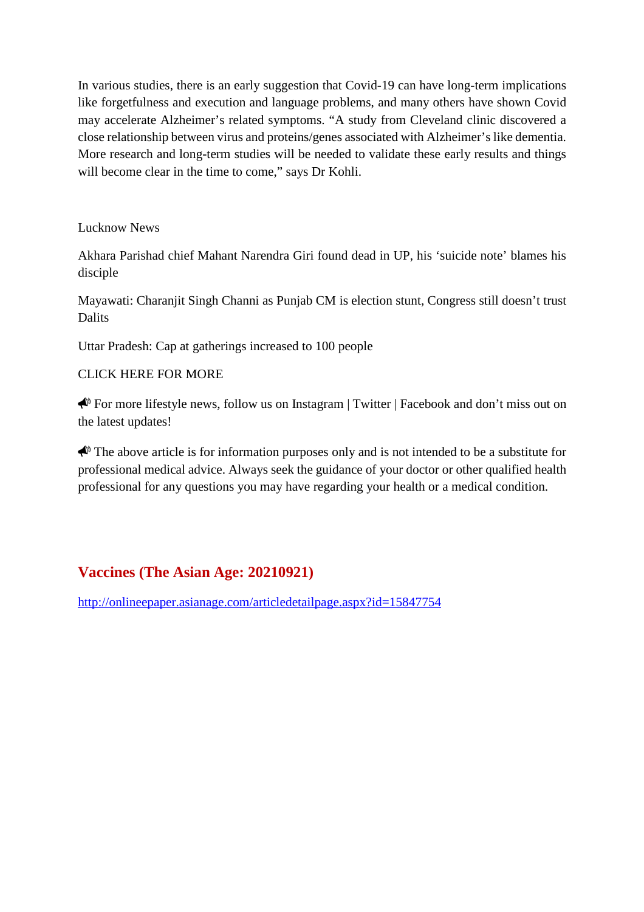In various studies, there is an early suggestion that Covid-19 can have long-term implications like forgetfulness and execution and language problems, and many others have shown Covid may accelerate Alzheimer's related symptoms. "A study from Cleveland clinic discovered a close relationship between virus and proteins/genes associated with Alzheimer's like dementia. More research and long-term studies will be needed to validate these early results and things will become clear in the time to come," says Dr Kohli.

Lucknow News

Akhara Parishad chief Mahant Narendra Giri found dead in UP, his 'suicide note' blames his disciple

Mayawati: Charanjit Singh Channi as Punjab CM is election stunt, Congress still doesn't trust Dalits

Uttar Pradesh: Cap at gatherings increased to 100 people

CLICK HERE FOR MORE

📣 For more lifestyle news, follow us on Instagram | Twitter | Facebook and don't miss out on the latest updates!

📣 The above article is for information purposes only and is not intended to be a substitute for professional medical advice. Always seek the guidance of your doctor or other qualified health professional for any questions you may have regarding your health or a medical condition.

## Vaccines (The Asian Age: 20210921)

http://onlineepaper.asianage.com/articledetailpage.aspx?id=15847754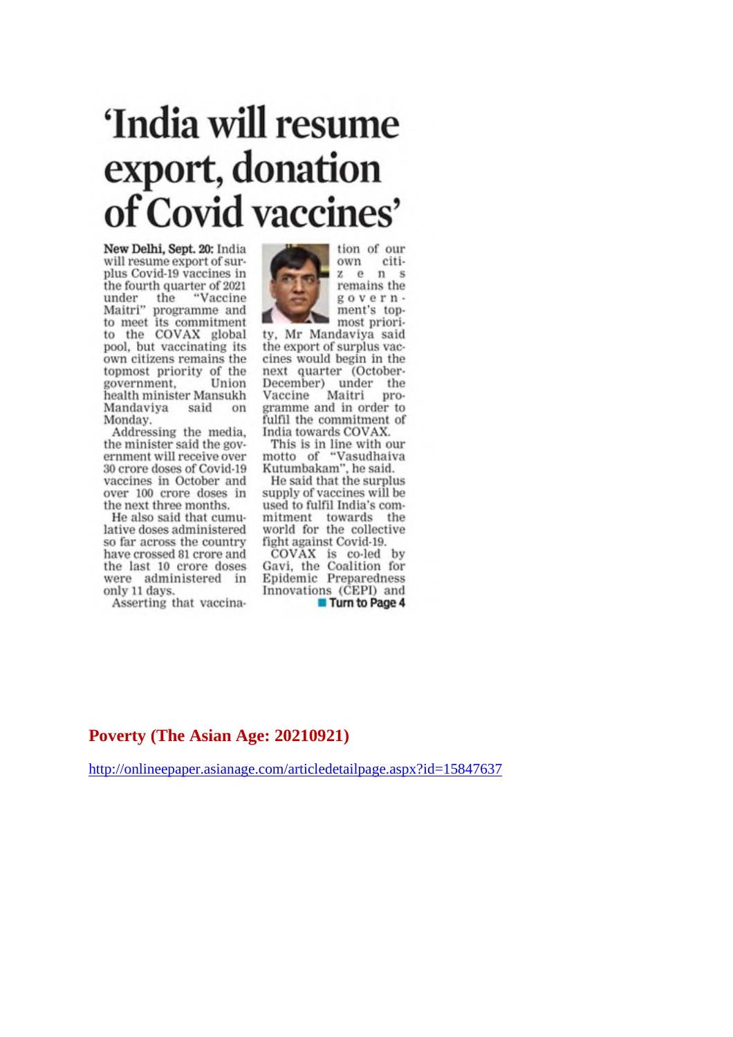# 'India will resume export, donation of Covid vaccines'

**New Delhi, Sept. 20:** India will resume export of surplus Covid-19 vaccines in the fourth quarter of 2021 under the "Vaccine Maitri" programme and to meet its commitment to the COVAX global pool, but vaccinating its own citizens remains the topmost priority of the government, Union health minister Mansukh Mandaviya said on Monday.

Addressing the media, the minister said the government will receive over 30 crore doses of Covid-19 vaccines in October and over 100 crore doses in the next three months.

He also said that cumulative doses administered so far across the country have crossed 81 crore and the last 10 crore doses were administered in only 11 days.

Asserting that vaccination of our own citizens remains the government's topmost priority, Mr Mandaviya said the export of surplus vaccines would begin in the next quarter (October-December) under the Vaccine Maitri programme and in order to fulfil the commitment of India towards COVAX.

This is in line with our motto of "Vasudhaiva Kutumbakam", he said.

He said that the surplus supply of vaccines will be used to fulfil India's commitment towards the world for the collective fight against Covid-19.

COVAX is co-led by Gavi, the Coalition for Epidemic Preparedness Innovations (CEPI) and

Turn to Page 4

**Poverty (The Asian Age: 20210921)**

http://onlineepaper.asianage.com/articledetailpage.aspx?id=15847637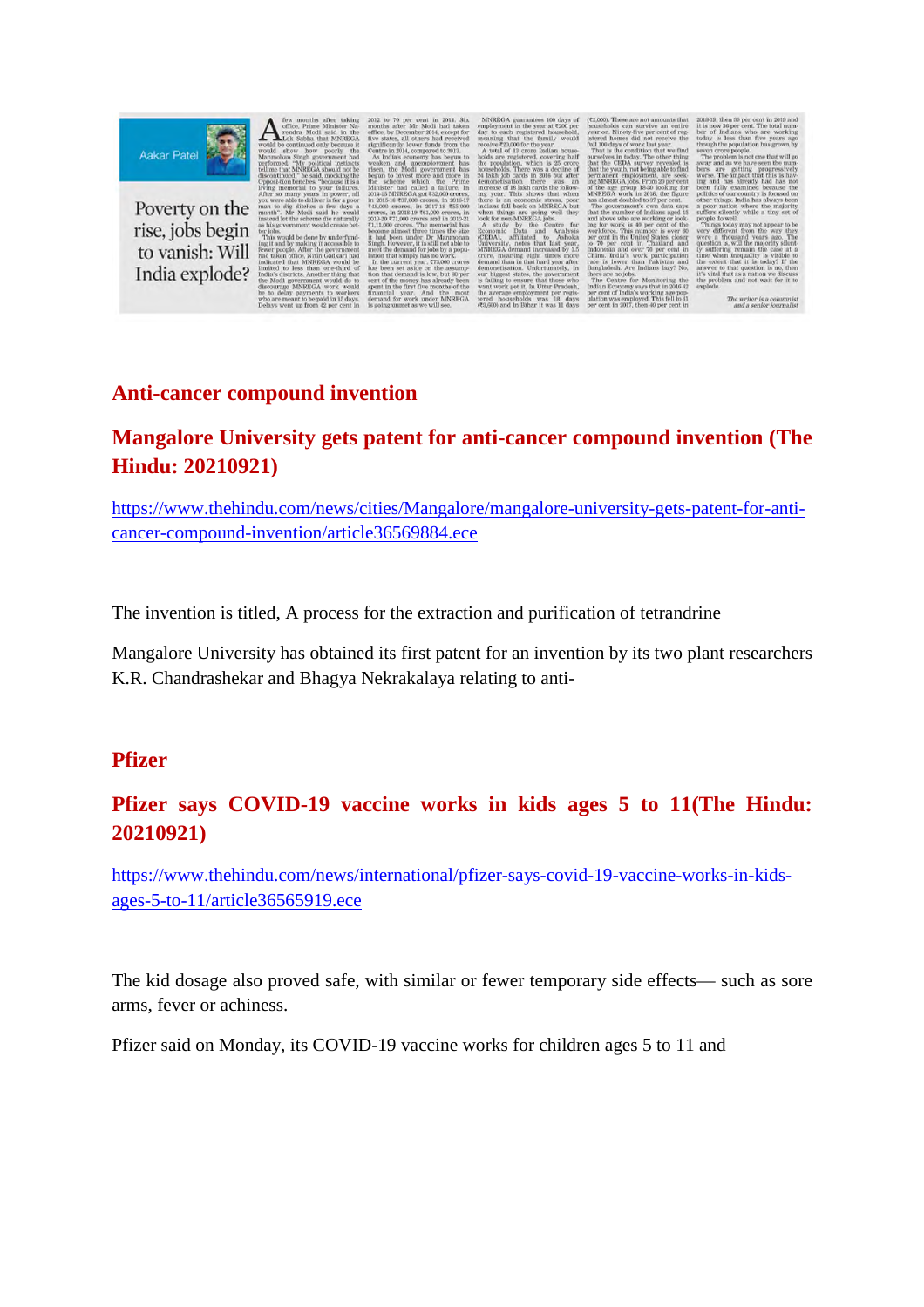Aakar Patel

Poverty on the rise, jobs begin to vanish: Will India explode?

## Anti-cancer compound invention

## Mangalore University gets patent for anti-cancer compound invention (The Hindu: 20210921)

https://www.thehindu.com/news/cities/Mangalore/mangalore-university-gets-patent-for-anti-cancer-compound-invention/article36569884.ece

The invention is titled, A process for the extraction and purification of tetrandrine

Mangalore University has obtained its first patent for an invention by its two plant researchers K.R. Chandrashekar and Bhagya Nekrakalaya relating to anti-

## Pfizer

## Pfizer says COVID-19 vaccine works in kids ages 5 to 11(The Hindu: 20210921)

https://www.thehindu.com/news/international/pfizer-says-covid-19-vaccine-works-in-kids-ages-5-to-11/article36565919.ece

The kid dosage also proved safe, with similar or fewer temporary side effects— such as sore arms, fever or achiness.

Pfizer said on Monday, its COVID-19 vaccine works for children ages 5 to 11 and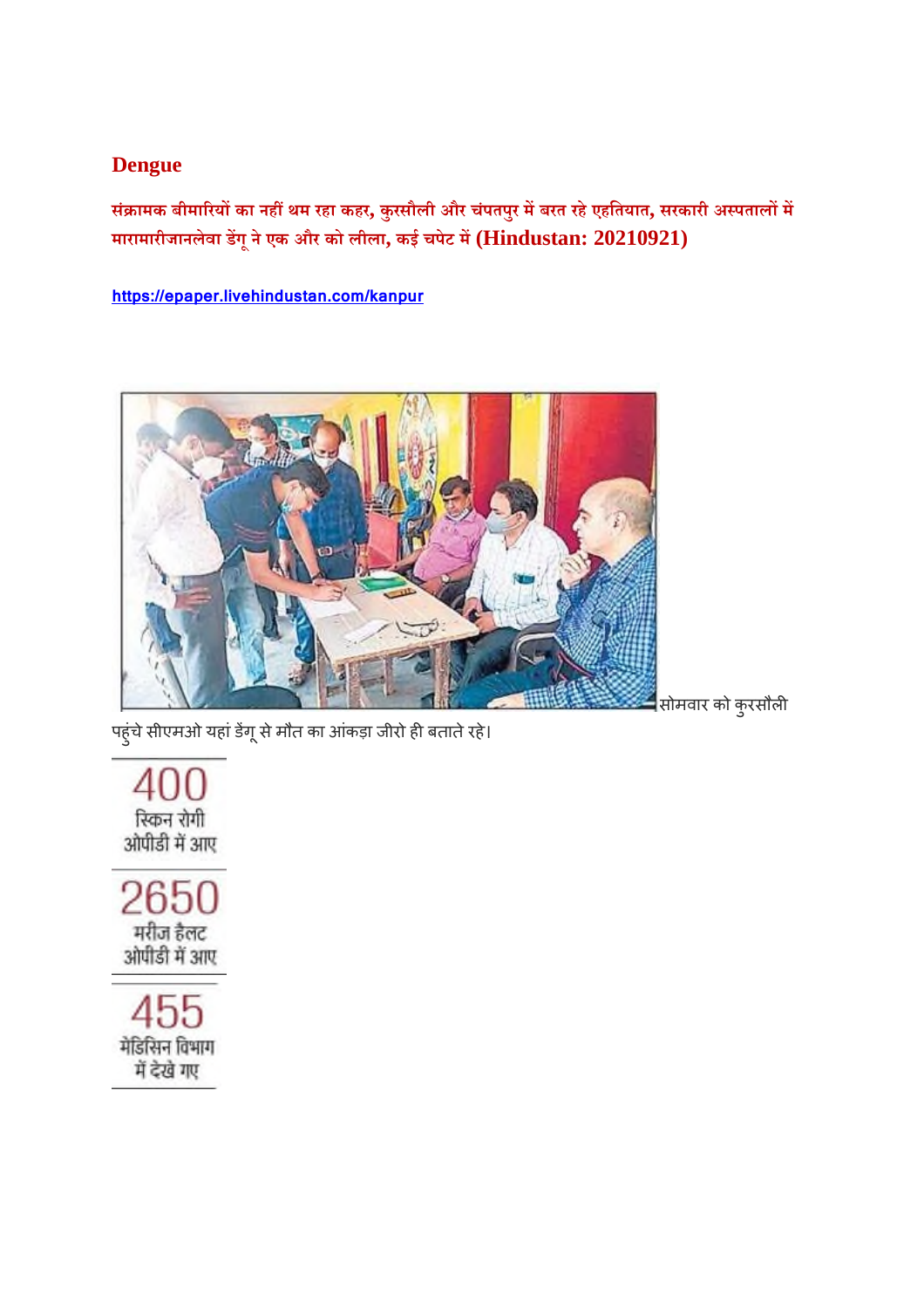## Dengue

**संक्रामक बीमारियों का नहीं थम रहा कहर, कुरसौली और चंपतपुर में बरत रहे एहतियात, सरकारी अस्पतालों में मारामारीजानलेवा डेंगू ने एक और को लीला, कई चपेट में (Hindustan: 20210921)**

https://epaper.livehindustan.com/kanpur

सोमवार को कुरसौली पहुंचे सीएमओ यहां डेंगू से मौत का आंकड़ा जीरो ही बताते रहे।

400
स्किन रोगी ओपीडी में आए

2650
मरीज हैलट ओपीडी में आए

455
मेडिसिन विभाग में देखे गए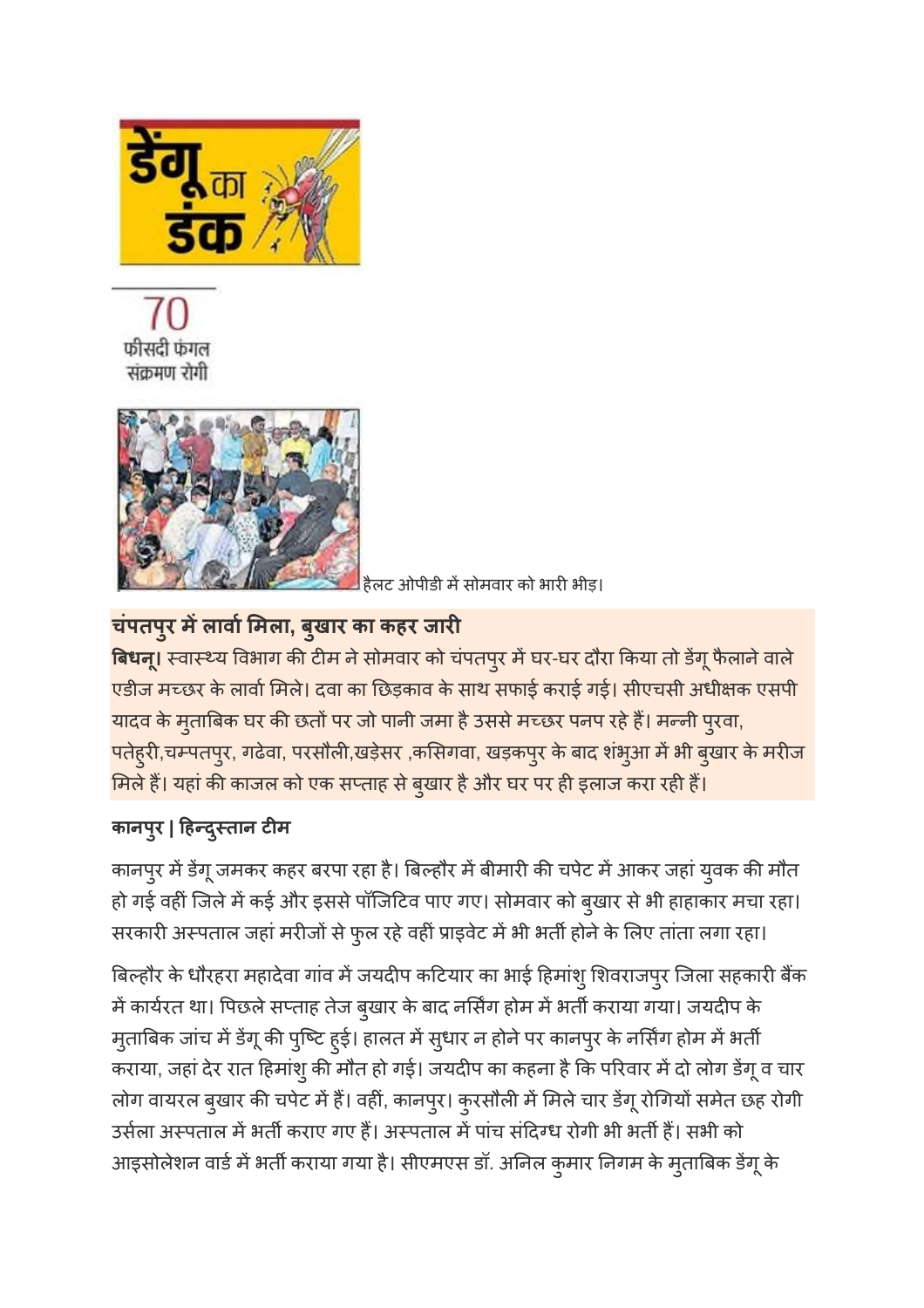डेंगू का डंक

70

फीसदी फंगल संक्रमण रोगी

हैलट ओपीडी में सोमवार को भारी भीड़।

### चंपतपुर में लार्वा मिला, बुखार का कहर जारी

**बिधनू।** स्वास्थ्य विभाग की टीम ने सोमवार को चंपतपुर में घर-घर दौरा किया तो डेंगू फैलाने वाले एडीज मच्छर के लार्वा मिले। दवा का छिड़काव के साथ सफाई कराई गई। सीएचसी अधीक्षक एसपी यादव के मुताबिक घर की छतों पर जो पानी जमा है उससे मच्छर पनप रहे हैं। मन्नी पुरवा, पतेहुरी,चम्पतपुर, गढेवा, परसौली,खड़ेसर ,कसिगवा, खड़कपुर के बाद शंभुआ में भी बुखार के मरीज मिले हैं। यहां की काजल को एक सप्ताह से बुखार है और घर पर ही इलाज करा रही हैं।

**कानपुर | हिन्दुस्तान टीम**

कानपुर में डेंगू जमकर कहर बरपा रहा है। बिल्हौर में बीमारी की चपेट में आकर जहां युवक की मौत हो गई वहीं जिले में कई और इससे पॉजिटिव पाए गए। सोमवार को बुखार से भी हाहाकार मचा रहा। सरकारी अस्पताल जहां मरीजों से फुल रहे वहीं प्राइवेट में भी भर्ती होने के लिए तांता लगा रहा।

बिल्हौर के धौरहरा महादेवा गांव में जयदीप कटियार का भाई हिमांशु शिवराजपुर जिला सहकारी बैंक में कार्यरत था। पिछले सप्ताह तेज बुखार के बाद नर्सिंग होम में भर्ती कराया गया। जयदीप के मुताबिक जांच में डेंगू की पुष्टि हुई। हालत में सुधार न होने पर कानपुर के नर्सिंग होम में भर्ती कराया, जहां देर रात हिमांशु की मौत हो गई। जयदीप का कहना है कि परिवार में दो लोग डेंगू व चार लोग वायरल बुखार की चपेट में हैं। वहीं, कानपुर। कुरसौली में मिले चार डेंगू रोगियों समेत छह रोगी उर्सला अस्पताल में भर्ती कराए गए हैं। अस्पताल में पांच संदिग्ध रोगी भी भर्ती हैं। सभी को आइसोलेशन वार्ड में भर्ती कराया गया है। सीएमएस डॉ. अनिल कुमार निगम के मुताबिक डेंगू के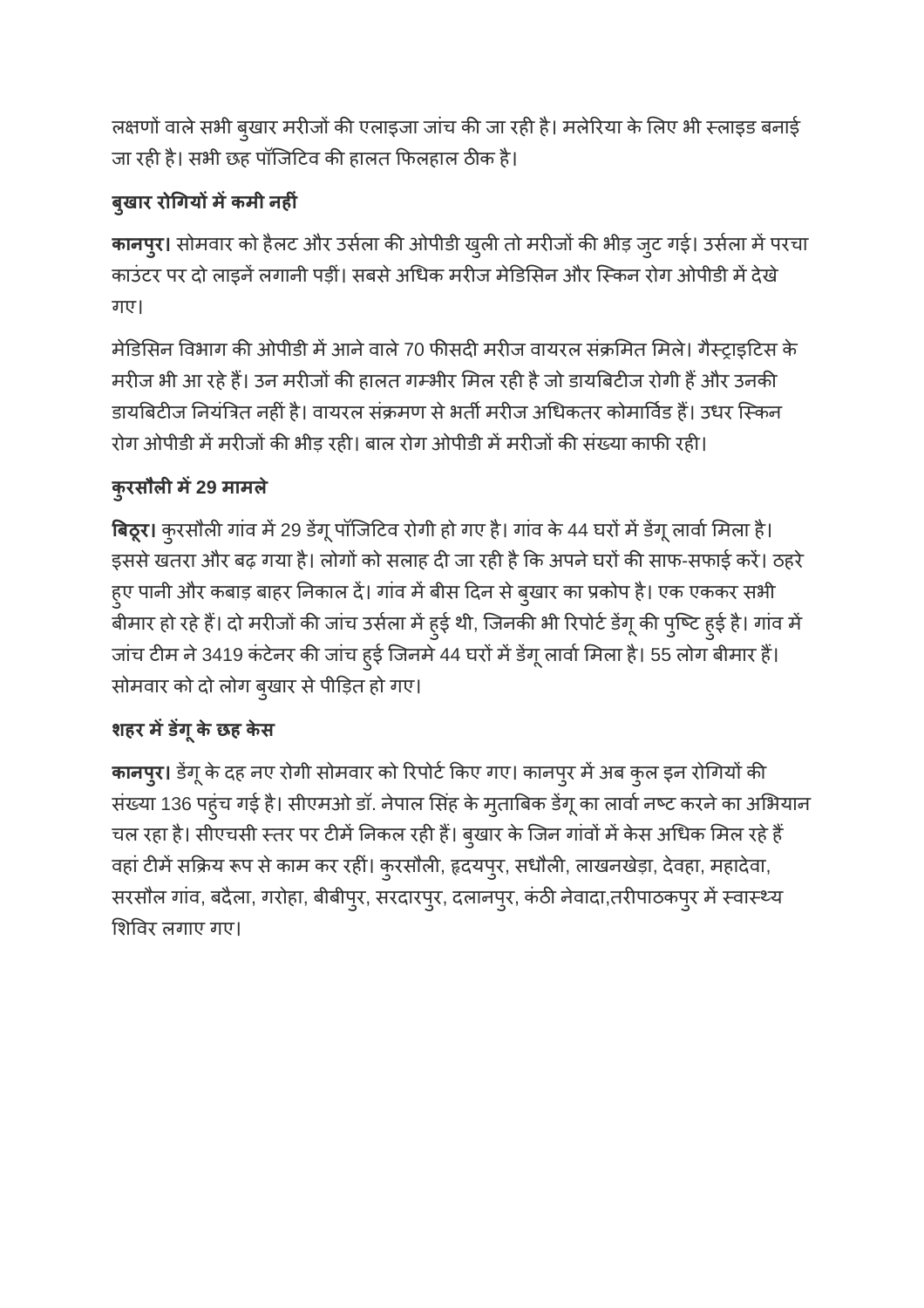लक्षणों वाले सभी बुखार मरीजों की एलाइजा जांच की जा रही है। मलेरिया के लिए भी स्लाइड बनाई जा रही है। सभी छह पॉजिटिव की हालत फिलहाल ठीक है।

### बुखार रोगियों में कमी नहीं

**कानपुर।** सोमवार को हैलट और उर्सला की ओपीडी खुली तो मरीजों की भीड़ जुट गई। उर्सला में परचा काउंटर पर दो लाइनें लगानी पड़ीं। सबसे अधिक मरीज मेडिसिन और स्किन रोग ओपीडी में देखे गए।

मेडिसिन विभाग की ओपीडी में आने वाले 70 फीसदी मरीज वायरल संक्रमित मिले। गैस्ट्राइटिस के मरीज भी आ रहे हैं। उन मरीजों की हालत गम्भीर मिल रही है जो डायबिटीज रोगी हैं और उनकी डायबिटीज नियंत्रित नहीं है। वायरल संक्रमण से भर्ती मरीज अधिकतर कोमार्विड हैं। उधर स्किन रोग ओपीडी में मरीजों की भीड़ रही। बाल रोग ओपीडी में मरीजों की संख्या काफी रही।

### कुरसौली में 29 मामले

**बिठूर।** कुरसौली गांव में 29 डेंगू पॉजिटिव रोगी हो गए है। गांव के 44 घरों में डेंगू लार्वा मिला है। इससे खतरा और बढ़ गया है। लोगों को सलाह दी जा रही है कि अपने घरों की साफ-सफाई करें। ठहरे हुए पानी और कबाड़ बाहर निकाल दें। गांव में बीस दिन से बुखार का प्रकोप है। एक एककर सभी बीमार हो रहे हैं। दो मरीजों की जांच उर्सला में हुई थी, जिनकी भी रिपोर्ट डेंगू की पुष्टि हुई है। गांव में जांच टीम ने 3419 कंटेनर की जांच हुई जिनमे 44 घरों में डेंगू लार्वा मिला है। 55 लोग बीमार हैं। सोमवार को दो लोग बुखार से पीड़ित हो गए।

### शहर में डेंगू के छह केस

**कानपुर।** डेंगू के दह नए रोगी सोमवार को रिपोर्ट किए गए। कानपुर में अब कुल इन रोगियों की संख्या 136 पहुंच गई है। सीएमओ डॉ. नेपाल सिंह के मुताबिक डेंगू का लार्वा नष्ट करने का अभियान चल रहा है। सीएचसी स्तर पर टीमें निकल रही हैं। बुखार के जिन गांवों में केस अधिक मिल रहे हैं वहां टीमें सक्रिय रूप से काम कर रहीं। कुरसौली, हृदयपुर, सधौली, लाखनखेड़ा, देवहा, महादेवा, सरसौल गांव, बदैला, गरोहा, बीबीपुर, सरदारपुर, दलानपुर, कंठी नेवादा,तरीपाठकपुर में स्वास्थ्य शिविर लगाए गए।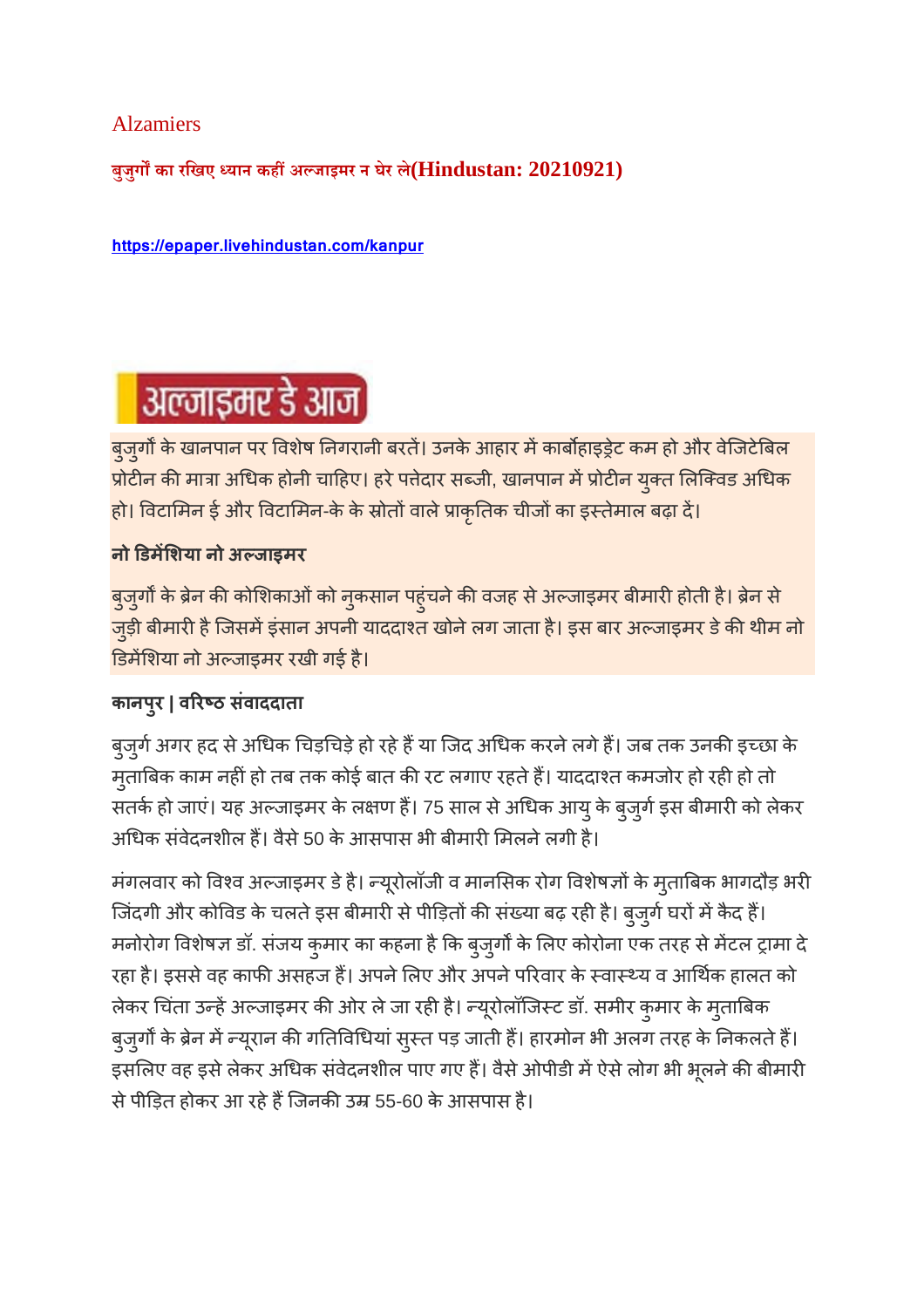Alzamiers

**बुजुर्गों का रखिए ध्यान कहीं अल्जाइमर न घेर ले(Hindustan: 20210921)**

https://epaper.livehindustan.com/kanpur

# अल्जाइमर डे आज

बुजुर्गों के खानपान पर विशेष निगरानी बरतें। उनके आहार में कार्बोहाइड्रेट कम हो और वेजिटेबिल प्रोटीन की मात्रा अधिक होनी चाहिए। हरे पत्तेदार सब्जी, खानपान में प्रोटीन युक्त लिक्विड अधिक हो। विटामिन ई और विटामिन-के के स्रोतों वाले प्राकृतिक चीजों का इस्तेमाल बढ़ा दें।

**नो डिमेंशिया नो अल्जाइमर**

बुजुर्गों के ब्रेन की कोशिकाओं को नुकसान पहुंचने की वजह से अल्जाइमर बीमारी होती है। ब्रेन से जुड़ी बीमारी है जिसमें इंसान अपनी याददाश्त खोने लग जाता है। इस बार अल्जाइमर डे की थीम नो डिमेंशिया नो अल्जाइमर रखी गई है।

**कानपुर | वरिष्ठ संवाददाता**

बुजुर्ग अगर हद से अधिक चिड़चिड़े हो रहे हैं या जिद अधिक करने लगे हैं। जब तक उनकी इच्छा के मुताबिक काम नहीं हो तब तक कोई बात की रट लगाए रहते हैं। याददाश्त कमजोर हो रही हो तो सतर्क हो जाएं। यह अल्जाइमर के लक्षण हैं। 75 साल से अधिक आयु के बुजुर्ग इस बीमारी को लेकर अधिक संवेदनशील हैं। वैसे 50 के आसपास भी बीमारी मिलने लगी है।

मंगलवार को विश्व अल्जाइमर डे है। न्यूरोलॉजी व मानसिक रोग विशेषज्ञों के मुताबिक भागदौड़ भरी जिंदगी और कोविड के चलते इस बीमारी से पीड़ितों की संख्या बढ़ रही है। बुजुर्ग घरों में कैद हैं। मनोरोग विशेषज्ञ डॉ. संजय कुमार का कहना है कि बुजुर्गों के लिए कोरोना एक तरह से मेंटल ट्रामा दे रहा है। इससे वह काफी असहज हैं। अपने लिए और अपने परिवार के स्वास्थ्य व आर्थिक हालत को लेकर चिंता उन्हें अल्जाइमर की ओर ले जा रही है। न्यूरोलॉजिस्ट डॉ. समीर कुमार के मुताबिक बुजुर्गों के ब्रेन में न्यूरान की गतिविधियां सुस्त पड़ जाती हैं। हारमोन भी अलग तरह के निकलते हैं। इसलिए वह इसे लेकर अधिक संवेदनशील पाए गए हैं। वैसे ओपीडी में ऐसे लोग भी भूलने की बीमारी से पीड़ित होकर आ रहे हैं जिनकी उम्र 55-60 के आसपास है।